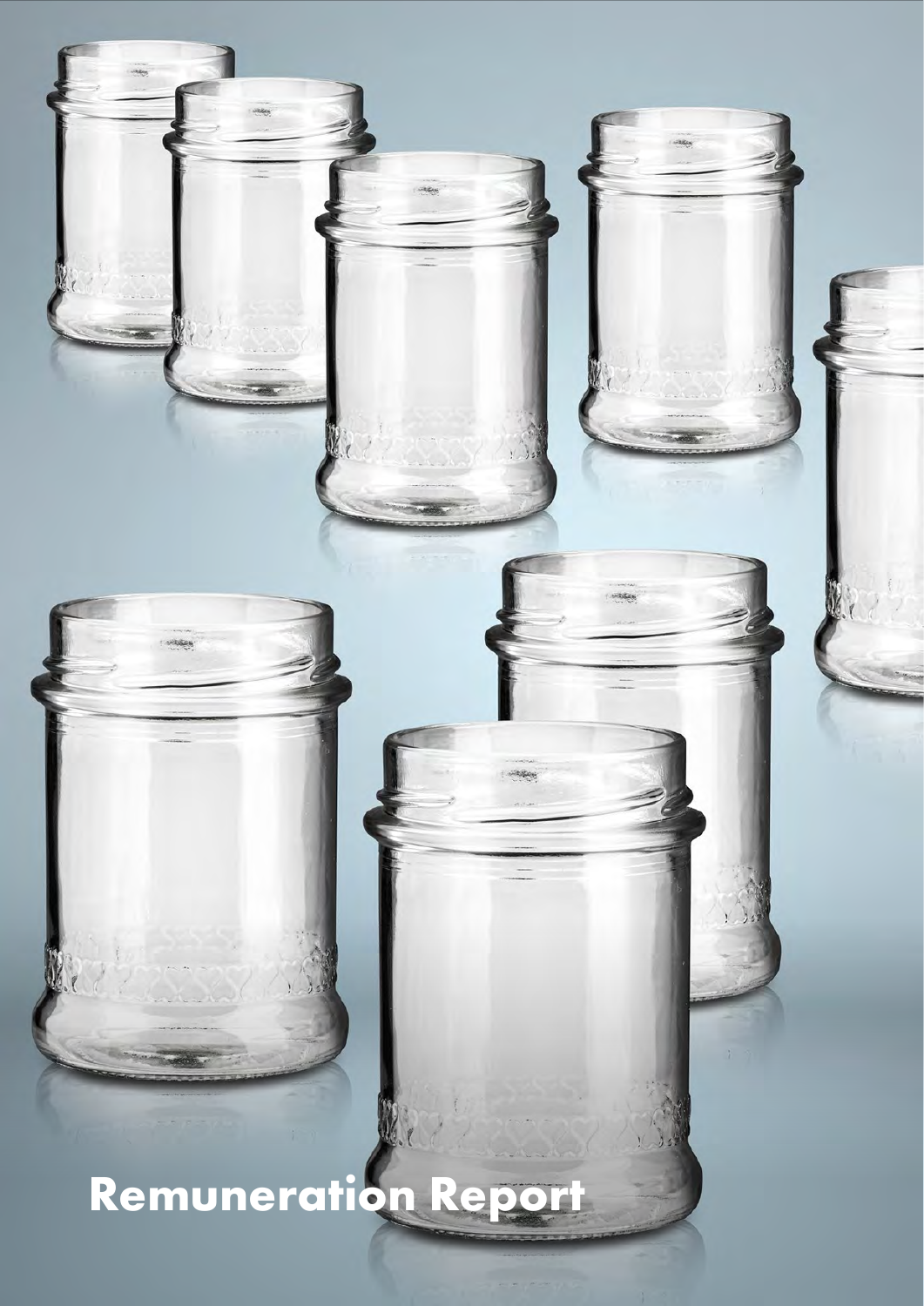# Remuneration Report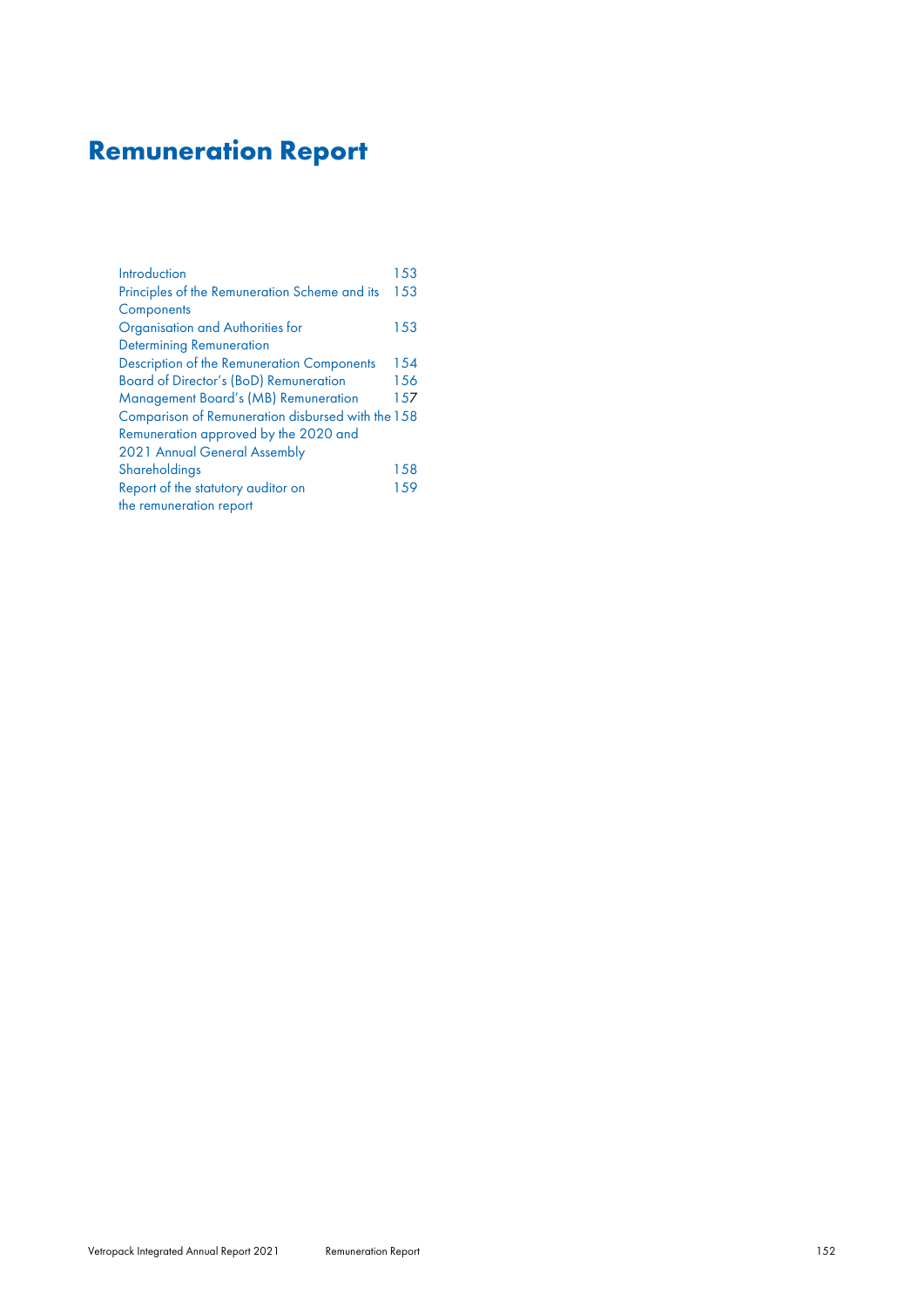# Remuneration Report

| | |
|---|---|
| Introduction | 153 |
| Principles of the Remuneration Scheme and its Components | 153 |
| Organisation and Authorities for Determining Remuneration | 153 |
| Description of the Remuneration Components | 154 |
| Board of Director's (BoD) Remuneration | 156 |
| Management Board's (MB) Remuneration | 157 |
| Comparison of Remuneration disbursed with the Remuneration approved by the 2020 and 2021 Annual General Assembly | 158 |
| Shareholdings | 158 |
| Report of the statutory auditor on the remuneration report | 159 |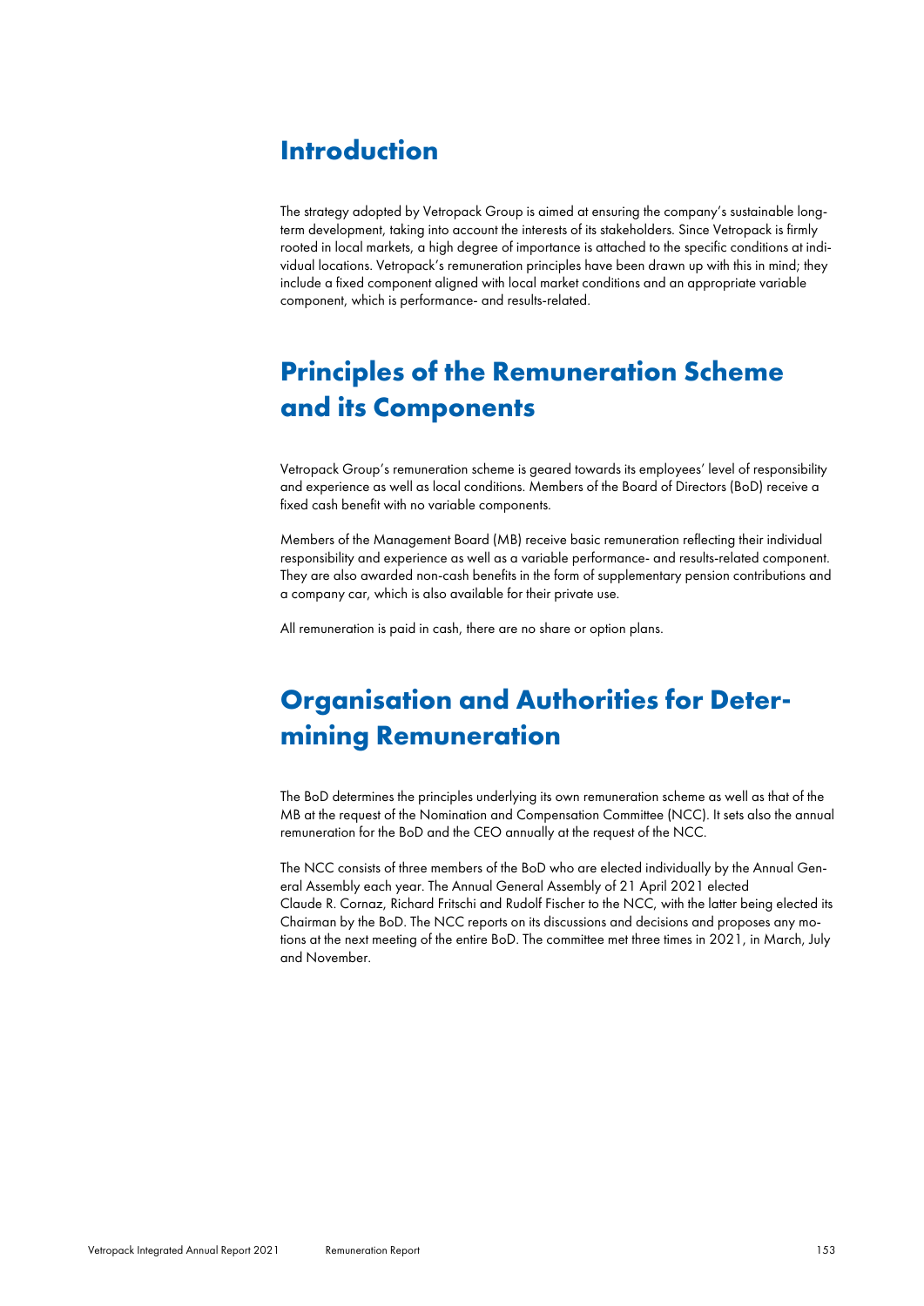# Introduction

The strategy adopted by Vetropack Group is aimed at ensuring the company's sustainable long-term development, taking into account the interests of its stakeholders. Since Vetropack is firmly rooted in local markets, a high degree of importance is attached to the specific conditions at individual locations. Vetropack's remuneration principles have been drawn up with this in mind; they include a fixed component aligned with local market conditions and an appropriate variable component, which is performance- and results-related.

# Principles of the Remuneration Scheme and its Components

Vetropack Group's remuneration scheme is geared towards its employees' level of responsibility and experience as well as local conditions. Members of the Board of Directors (BoD) receive a fixed cash benefit with no variable components.

Members of the Management Board (MB) receive basic remuneration reflecting their individual responsibility and experience as well as a variable performance- and results-related component. They are also awarded non-cash benefits in the form of supplementary pension contributions and a company car, which is also available for their private use.

All remuneration is paid in cash, there are no share or option plans.

# Organisation and Authorities for Determining Remuneration

The BoD determines the principles underlying its own remuneration scheme as well as that of the MB at the request of the Nomination and Compensation Committee (NCC). It sets also the annual remuneration for the BoD and the CEO annually at the request of the NCC.

The NCC consists of three members of the BoD who are elected individually by the Annual General Assembly each year. The Annual General Assembly of 21 April 2021 elected Claude R. Cornaz, Richard Fritschi and Rudolf Fischer to the NCC, with the latter being elected its Chairman by the BoD. The NCC reports on its discussions and decisions and proposes any motions at the next meeting of the entire BoD. The committee met three times in 2021, in March, July and November.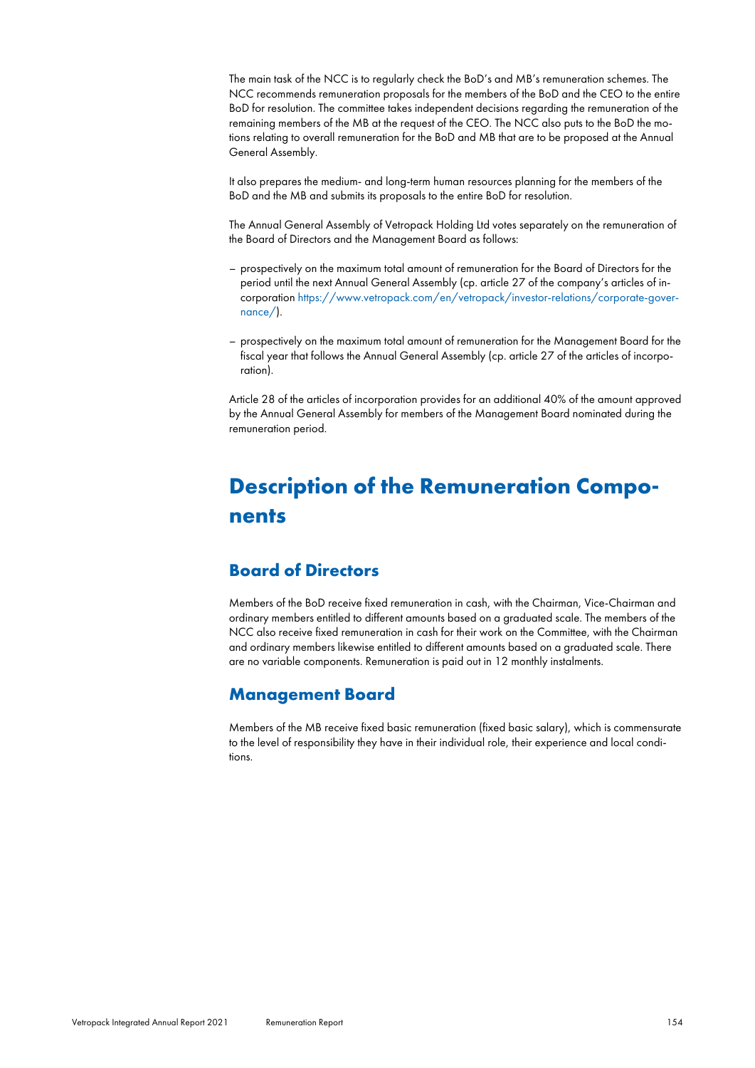The main task of the NCC is to regularly check the BoD's and MB's remuneration schemes. The NCC recommends remuneration proposals for the members of the BoD and the CEO to the entire BoD for resolution. The committee takes independent decisions regarding the remuneration of the remaining members of the MB at the request of the CEO. The NCC also puts to the BoD the motions relating to overall remuneration for the BoD and MB that are to be proposed at the Annual General Assembly.

It also prepares the medium- and long-term human resources planning for the members of the BoD and the MB and submits its proposals to the entire BoD for resolution.

The Annual General Assembly of Vetropack Holding Ltd votes separately on the remuneration of the Board of Directors and the Management Board as follows:

- prospectively on the maximum total amount of remuneration for the Board of Directors for the period until the next Annual General Assembly (cp. article 27 of the company's articles of incorporation https://www.vetropack.com/en/vetropack/investor-relations/corporate-governance/).
- prospectively on the maximum total amount of remuneration for the Management Board for the fiscal year that follows the Annual General Assembly (cp. article 27 of the articles of incorporation).

Article 28 of the articles of incorporation provides for an additional 40% of the amount approved by the Annual General Assembly for members of the Management Board nominated during the remuneration period.

# Description of the Remuneration Components

## Board of Directors

Members of the BoD receive fixed remuneration in cash, with the Chairman, Vice-Chairman and ordinary members entitled to different amounts based on a graduated scale. The members of the NCC also receive fixed remuneration in cash for their work on the Committee, with the Chairman and ordinary members likewise entitled to different amounts based on a graduated scale. There are no variable components. Remuneration is paid out in 12 monthly instalments.

## Management Board

Members of the MB receive fixed basic remuneration (fixed basic salary), which is commensurate to the level of responsibility they have in their individual role, their experience and local conditions.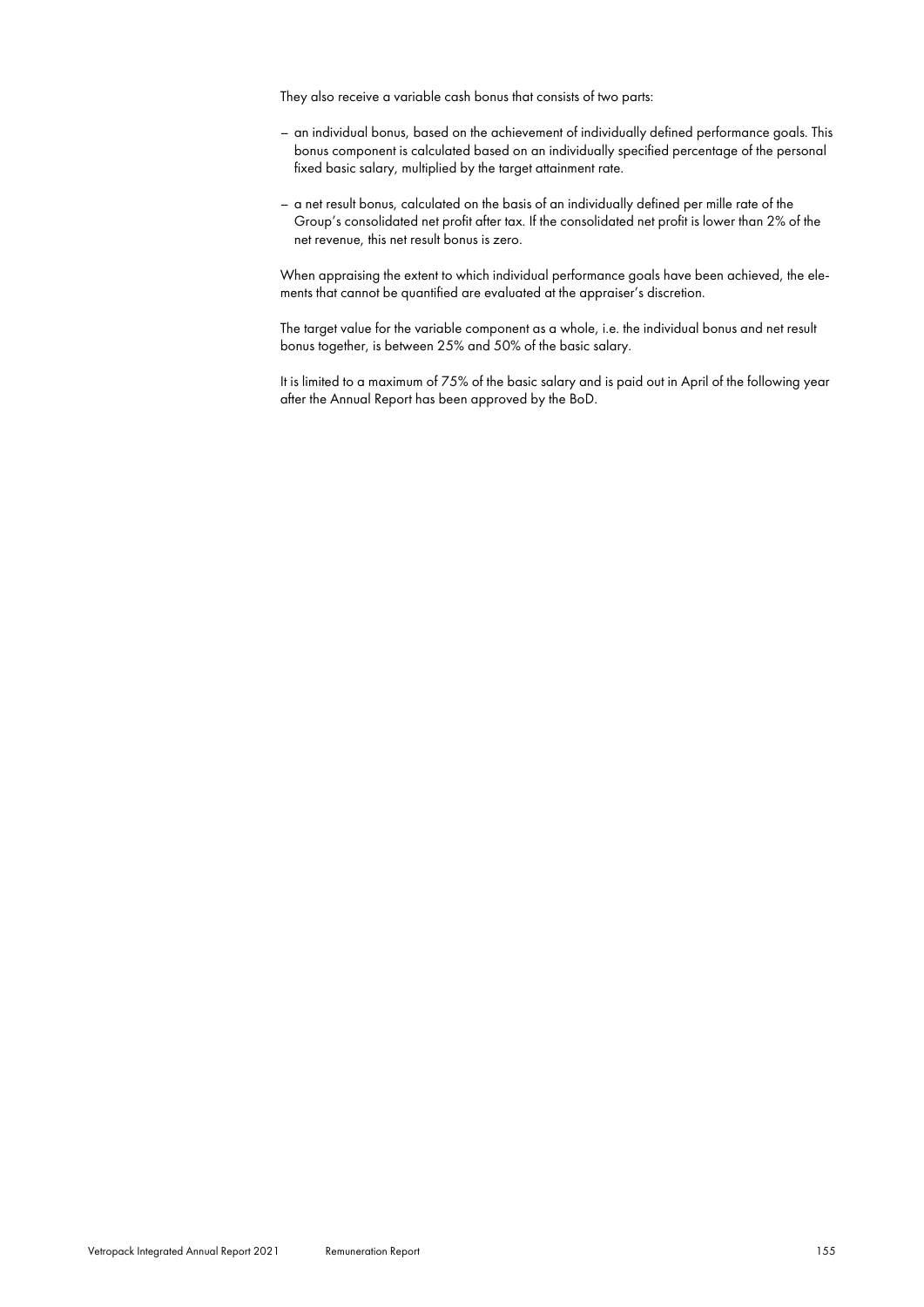They also receive a variable cash bonus that consists of two parts:

- an individual bonus, based on the achievement of individually defined performance goals. This bonus component is calculated based on an individually specified percentage of the personal fixed basic salary, multiplied by the target attainment rate.
- a net result bonus, calculated on the basis of an individually defined per mille rate of the Group's consolidated net profit after tax. If the consolidated net profit is lower than 2% of the net revenue, this net result bonus is zero.

When appraising the extent to which individual performance goals have been achieved, the elements that cannot be quantified are evaluated at the appraiser's discretion.

The target value for the variable component as a whole, i.e. the individual bonus and net result bonus together, is between 25% and 50% of the basic salary.

It is limited to a maximum of 75% of the basic salary and is paid out in April of the following year after the Annual Report has been approved by the BoD.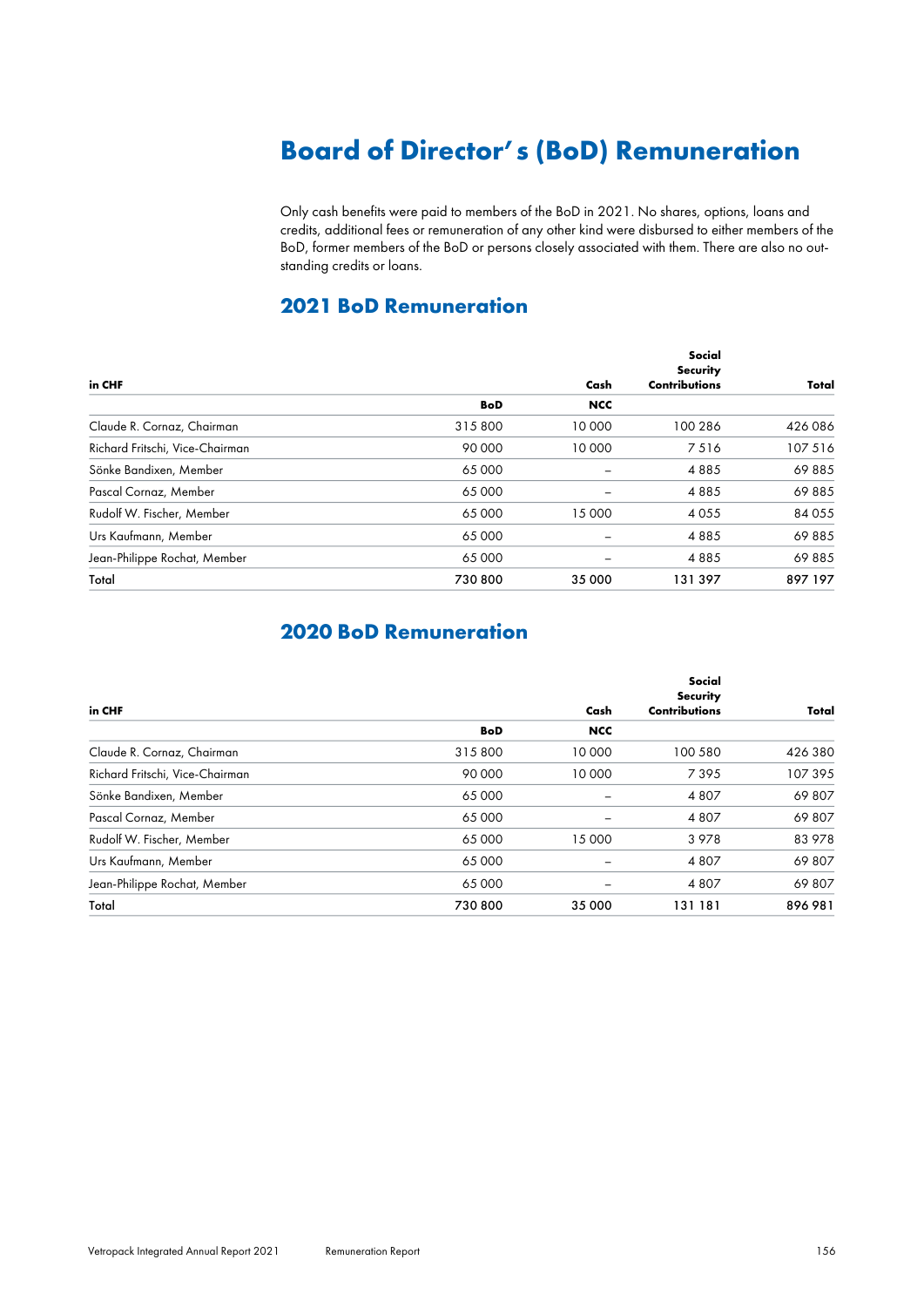# Board of Director's (BoD) Remuneration

Only cash benefits were paid to members of the BoD in 2021. No shares, options, loans and credits, additional fees or remuneration of any other kind were disbursed to either members of the BoD, former members of the BoD or persons closely associated with them. There are also no outstanding credits or loans.

## 2021 BoD Remuneration

| in CHF | | Cash | Social Security Contributions | Total |
|---|---|---|---|---|
| | **BoD** | **NCC** | | |
| Claude R. Cornaz, Chairman | 315 800 | 10 000 | 100 286 | 426 086 |
| Richard Fritschi, Vice-Chairman | 90 000 | 10 000 | 7 516 | 107 516 |
| Sönke Bandixen, Member | 65 000 | – | 4 885 | 69 885 |
| Pascal Cornaz, Member | 65 000 | – | 4 885 | 69 885 |
| Rudolf W. Fischer, Member | 65 000 | 15 000 | 4 055 | 84 055 |
| Urs Kaufmann, Member | 65 000 | – | 4 885 | 69 885 |
| Jean-Philippe Rochat, Member | 65 000 | – | 4 885 | 69 885 |
| Total | 730 800 | 35 000 | 131 397 | 897 197 |

## 2020 BoD Remuneration

| in CHF | | Cash | Social Security Contributions | Total |
|---|---|---|---|---|
| | **BoD** | **NCC** | | |
| Claude R. Cornaz, Chairman | 315 800 | 10 000 | 100 580 | 426 380 |
| Richard Fritschi, Vice-Chairman | 90 000 | 10 000 | 7 395 | 107 395 |
| Sönke Bandixen, Member | 65 000 | – | 4 807 | 69 807 |
| Pascal Cornaz, Member | 65 000 | – | 4 807 | 69 807 |
| Rudolf W. Fischer, Member | 65 000 | 15 000 | 3 978 | 83 978 |
| Urs Kaufmann, Member | 65 000 | – | 4 807 | 69 807 |
| Jean-Philippe Rochat, Member | 65 000 | – | 4 807 | 69 807 |
| Total | 730 800 | 35 000 | 131 181 | 896 981 |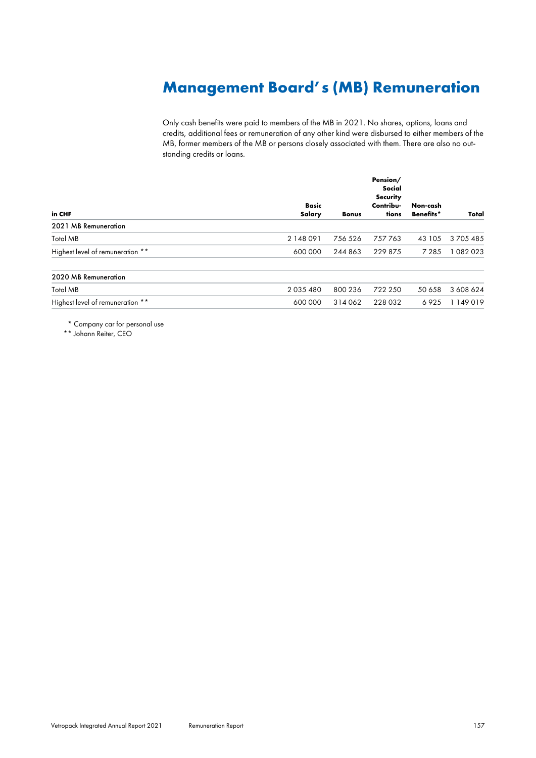# Management Board's (MB) Remuneration

Only cash benefits were paid to members of the MB in 2021. No shares, options, loans and credits, additional fees or remuneration of any other kind were disbursed to either members of the MB, former members of the MB or persons closely associated with them. There are also no outstanding credits or loans.

| in CHF | Basic Salary | Bonus | Pension/ Social Security Contributions | Non-cash Benefits* | Total |
|---|---|---|---|---|---|
| **2021 MB Remuneration** | | | | | |
| Total MB | 2 148 091 | 756 526 | 757 763 | 43 105 | 3 705 485 |
| Highest level of remuneration ** | 600 000 | 244 863 | 229 875 | 7 285 | 1 082 023 |
| **2020 MB Remuneration** | | | | | |
| Total MB | 2 035 480 | 800 236 | 722 250 | 50 658 | 3 608 624 |
| Highest level of remuneration ** | 600 000 | 314 062 | 228 032 | 6 925 | 1 149 019 |

\* Company car for personal use

\** Johann Reiter, CEO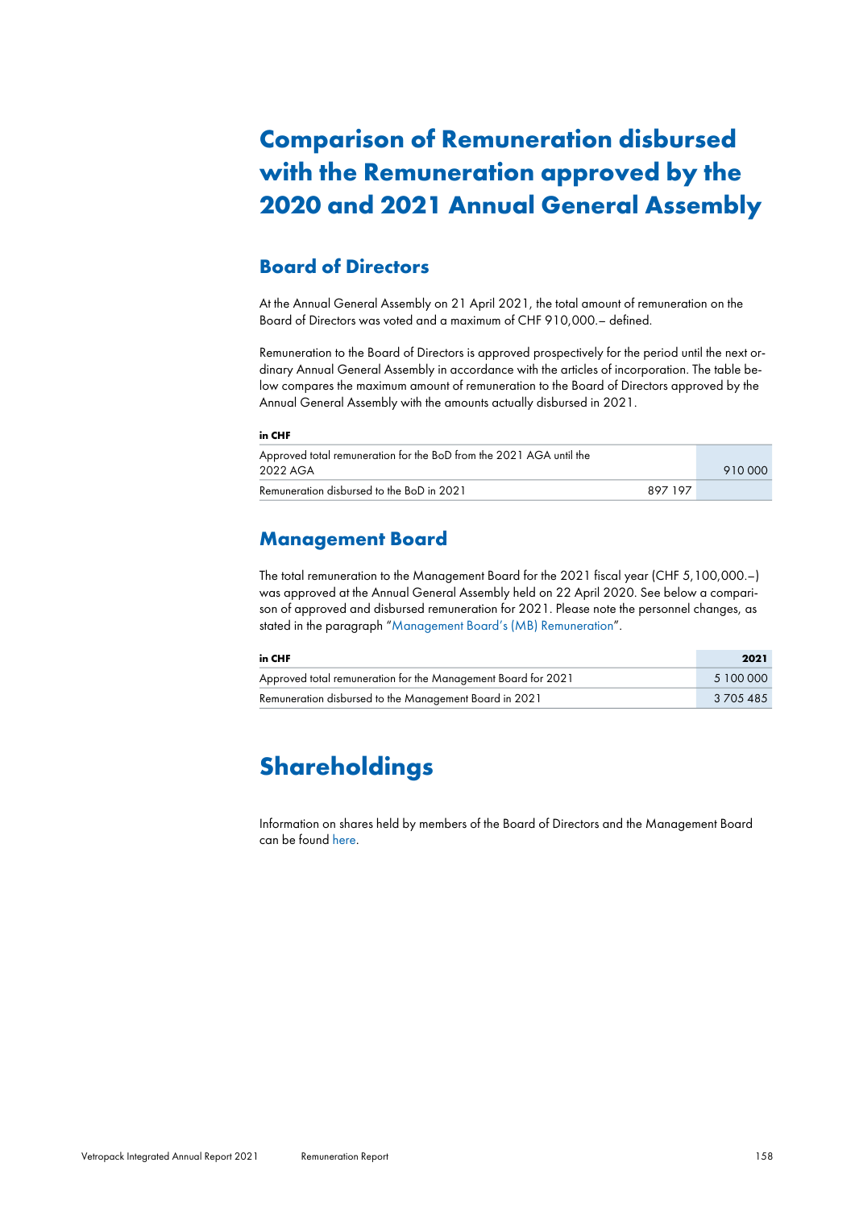# Comparison of Remuneration disbursed with the Remuneration approved by the 2020 and 2021 Annual General Assembly

## Board of Directors

At the Annual General Assembly on 21 April 2021, the total amount of remuneration on the Board of Directors was voted and a maximum of CHF 910,000.– defined.

Remuneration to the Board of Directors is approved prospectively for the period until the next ordinary Annual General Assembly in accordance with the articles of incorporation. The table below compares the maximum amount of remuneration to the Board of Directors approved by the Annual General Assembly with the amounts actually disbursed in 2021.

| **in CHF** | | |
|---|---|---|
| Approved total remuneration for the BoD from the 2021 AGA until the 2022 AGA | | 910 000 |
| Remuneration disbursed to the BoD in 2021 | 897 197 | |

## Management Board

The total remuneration to the Management Board for the 2021 fiscal year (CHF 5,100,000.–) was approved at the Annual General Assembly held on 22 April 2020. See below a comparison of approved and disbursed remuneration for 2021. Please note the personnel changes, as stated in the paragraph "Management Board's (MB) Remuneration".

| **in CHF** | **2021** |
|---|---|
| Approved total remuneration for the Management Board for 2021 | 5 100 000 |
| Remuneration disbursed to the Management Board in 2021 | 3 705 485 |

# Shareholdings

Information on shares held by members of the Board of Directors and the Management Board can be found here.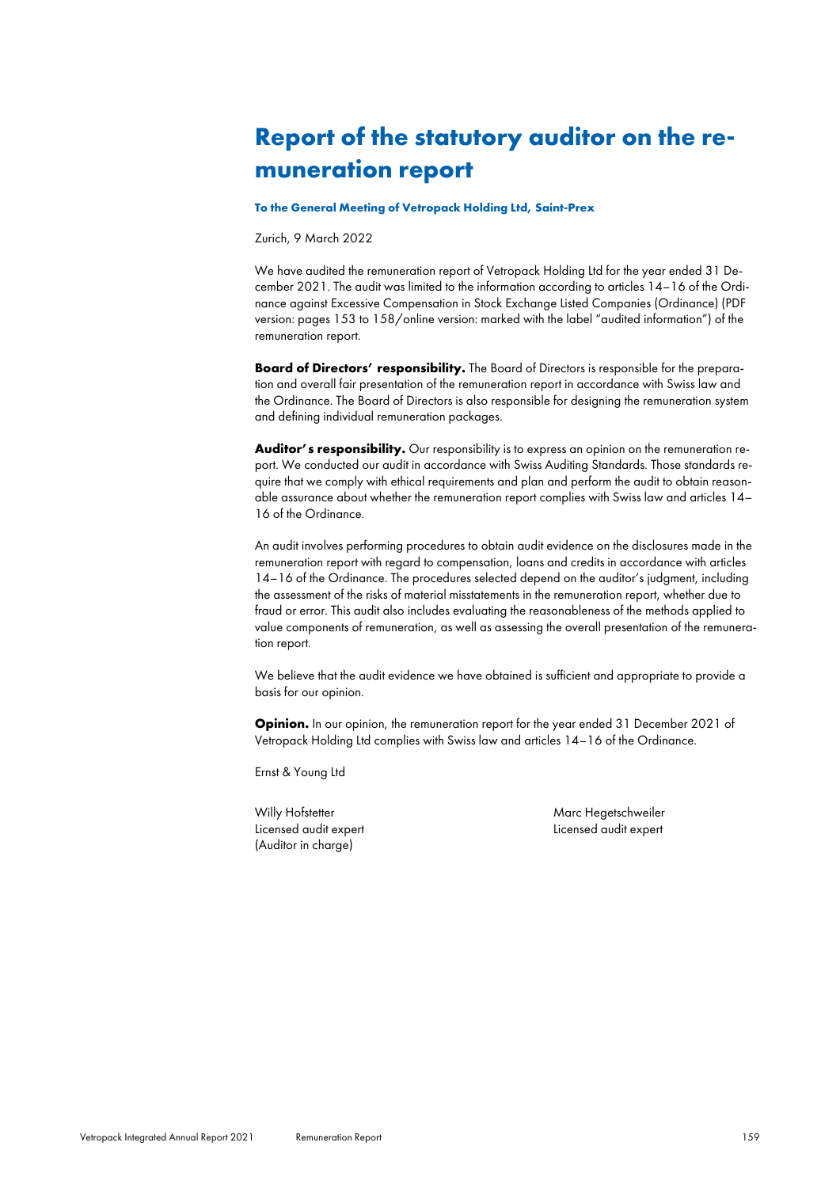# Report of the statutory auditor on the remuneration report

**To the General Meeting of Vetropack Holding Ltd, Saint-Prex**

Zurich, 9 March 2022

We have audited the remuneration report of Vetropack Holding Ltd for the year ended 31 December 2021. The audit was limited to the information according to articles 14–16 of the Ordinance against Excessive Compensation in Stock Exchange Listed Companies (Ordinance) (PDF version: pages 153 to 158/online version: marked with the label "audited information") of the remuneration report.

**Board of Directors' responsibility.** The Board of Directors is responsible for the preparation and overall fair presentation of the remuneration report in accordance with Swiss law and the Ordinance. The Board of Directors is also responsible for designing the remuneration system and defining individual remuneration packages.

**Auditor's responsibility.** Our responsibility is to express an opinion on the remuneration report. We conducted our audit in accordance with Swiss Auditing Standards. Those standards require that we comply with ethical requirements and plan and perform the audit to obtain reasonable assurance about whether the remuneration report complies with Swiss law and articles 14–16 of the Ordinance.

An audit involves performing procedures to obtain audit evidence on the disclosures made in the remuneration report with regard to compensation, loans and credits in accordance with articles 14–16 of the Ordinance. The procedures selected depend on the auditor's judgment, including the assessment of the risks of material misstatements in the remuneration report, whether due to fraud or error. This audit also includes evaluating the reasonableness of the methods applied to value components of remuneration, as well as assessing the overall presentation of the remuneration report.

We believe that the audit evidence we have obtained is sufficient and appropriate to provide a basis for our opinion.

**Opinion.** In our opinion, the remuneration report for the year ended 31 December 2021 of Vetropack Holding Ltd complies with Swiss law and articles 14–16 of the Ordinance.

Ernst & Young Ltd

Willy Hofstetter
Licensed audit expert
(Auditor in charge)

Marc Hegetschweiler
Licensed audit expert